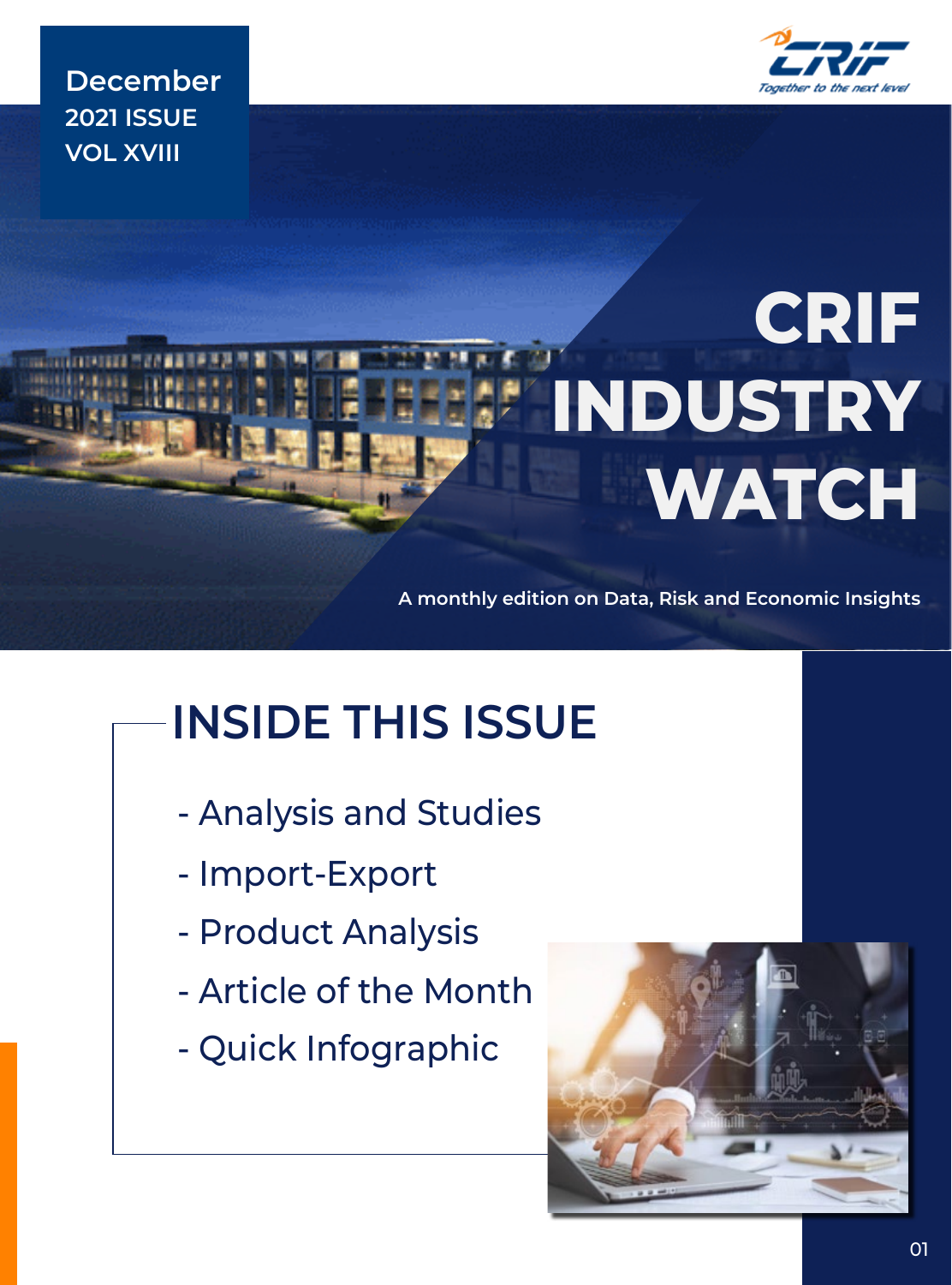December
2021 ISSUE
VOL XVIII

CRIF
*Together to the next level*

# CRIF INDUSTRY WATCH

A monthly edition on Data, Risk and Economic Insights

## INSIDE THIS ISSUE

- Analysis and Studies
- Import-Export
- Product Analysis
- Article of the Month
- Quick Infographic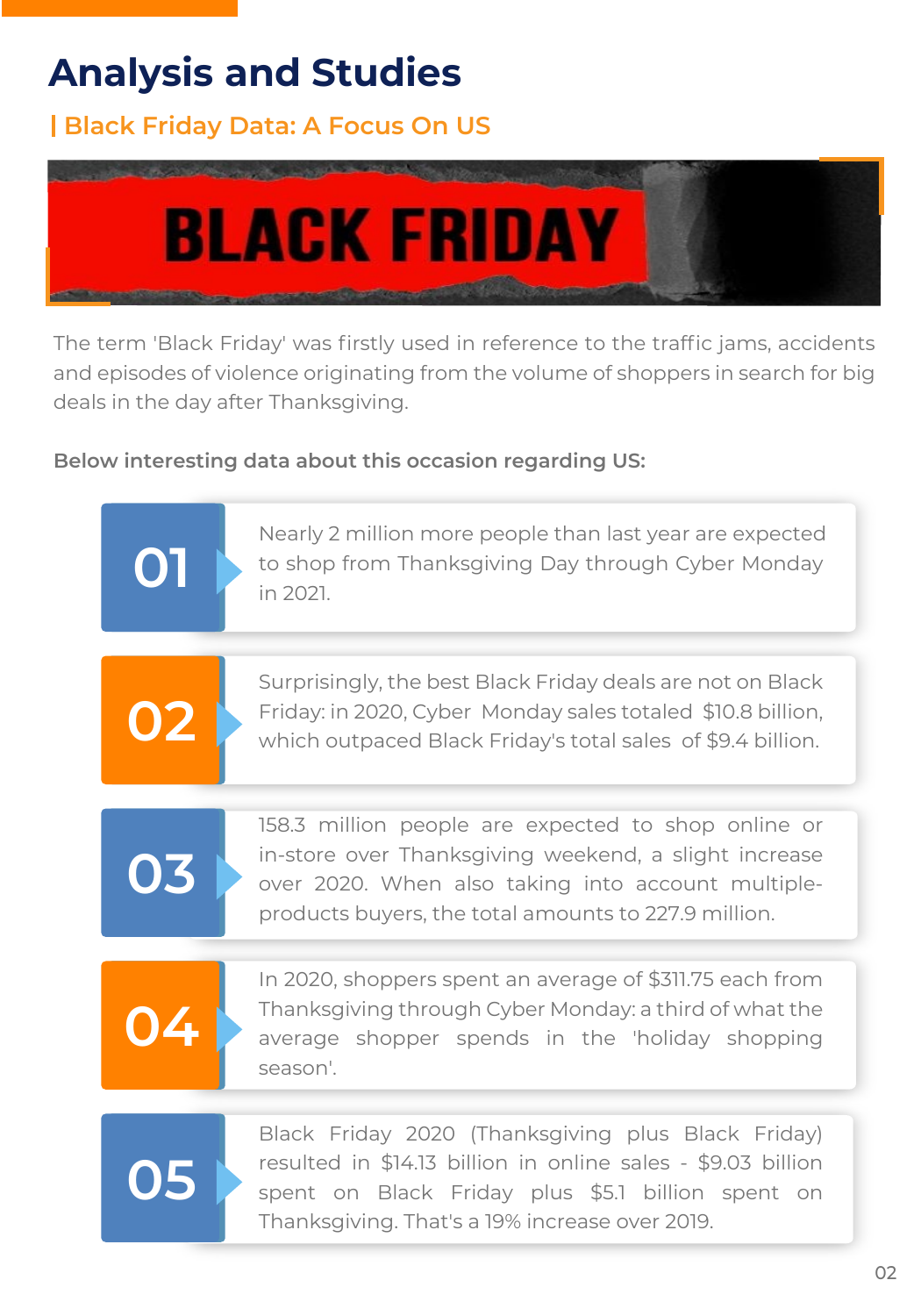# Analysis and Studies

## | Black Friday Data: A Focus On US

The term 'Black Friday' was firstly used in reference to the traffic jams, accidents and episodes of violence originating from the volume of shoppers in search for big deals in the day after Thanksgiving.

**Below interesting data about this occasion regarding US:**

**01** Nearly 2 million more people than last year are expected to shop from Thanksgiving Day through Cyber Monday in 2021.

**02** Surprisingly, the best Black Friday deals are not on Black Friday: in 2020, Cyber Monday sales totaled $10.8 billion, which outpaced Black Friday's total sales of $9.4 billion.

**03** 158.3 million people are expected to shop online or in-store over Thanksgiving weekend, a slight increase over 2020. When also taking into account multiple-products buyers, the total amounts to 227.9 million.

**04** In 2020, shoppers spent an average of $311.75 each from Thanksgiving through Cyber Monday: a third of what the average shopper spends in the 'holiday shopping season'.

**05** Black Friday 2020 (Thanksgiving plus Black Friday) resulted in $14.13 billion in online sales - $9.03 billion spent on Black Friday plus $5.1 billion spent on Thanksgiving. That's a 19% increase over 2019.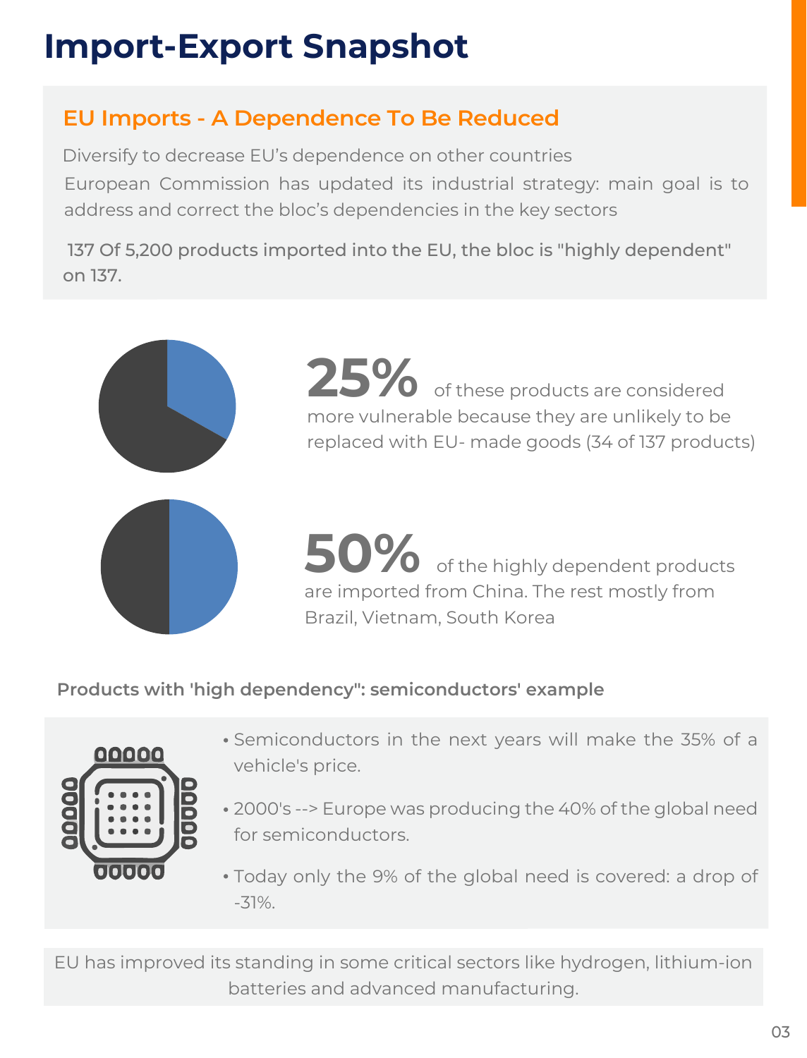# Import-Export Snapshot

## EU Imports - A Dependence To Be Reduced

Diversify to decrease EU's dependence on other countries

European Commission has updated its industrial strategy: main goal is to address and correct the bloc's dependencies in the key sectors

137 Of 5,200 products imported into the EU, the bloc is "highly dependent" on 137.

**25%** of these products are considered more vulnerable because they are unlikely to be replaced with EU- made goods (34 of 137 products)

**50%** of the highly dependent products are imported from China. The rest mostly from Brazil, Vietnam, South Korea

**Products with 'high dependency": semiconductors' example**

- Semiconductors in the next years will make the 35% of a vehicle's price.
- 2000's --> Europe was producing the 40% of the global need for semiconductors.
- Today only the 9% of the global need is covered: a drop of -31%.

EU has improved its standing in some critical sectors like hydrogen, lithium-ion batteries and advanced manufacturing.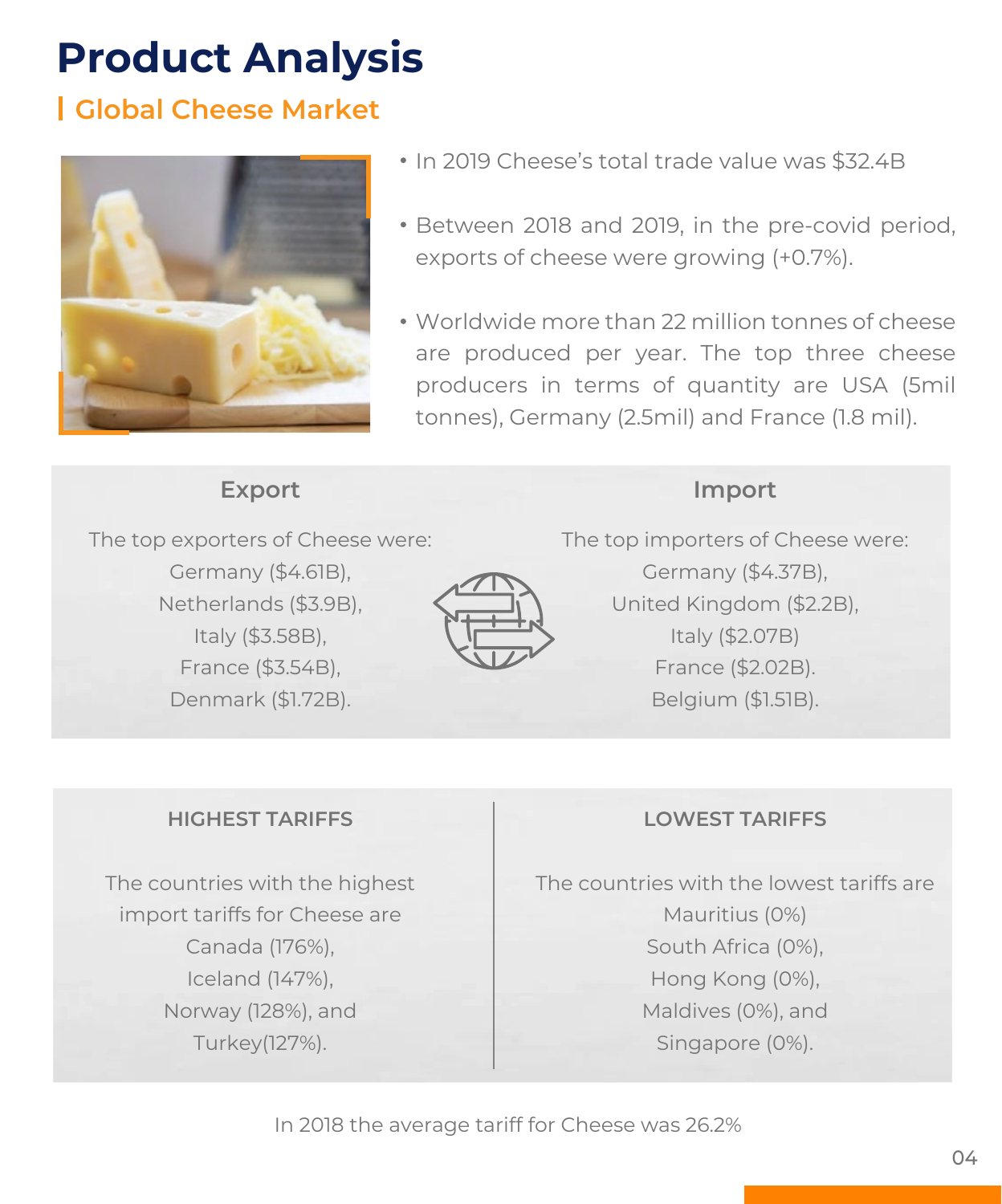# Product Analysis

## Global Cheese Market

- In 2019 Cheese's total trade value was $32.4B
- Between 2018 and 2019, in the pre-covid period, exports of cheese were growing (+0.7%).
- Worldwide more than 22 million tonnes of cheese are produced per year. The top three cheese producers in terms of quantity are USA (5mil tonnes), Germany (2.5mil) and France (1.8 mil).

### Export

The top exporters of Cheese were:
Germany ($4.61B),
Netherlands ($3.9B),
Italy ($3.58B),
France ($3.54B),
Denmark ($1.72B).

### Import

The top importers of Cheese were:
Germany ($4.37B),
United Kingdom ($2.2B),
Italy ($2.07B)
France ($2.02B).
Belgium ($1.51B).

### HIGHEST TARIFFS

The countries with the highest import tariffs for Cheese are
Canada (176%),
Iceland (147%),
Norway (128%), and
Turkey(127%).

### LOWEST TARIFFS

The countries with the lowest tariffs are
Mauritius (0%)
South Africa (0%),
Hong Kong (0%),
Maldives (0%), and
Singapore (0%).

In 2018 the average tariff for Cheese was 26.2%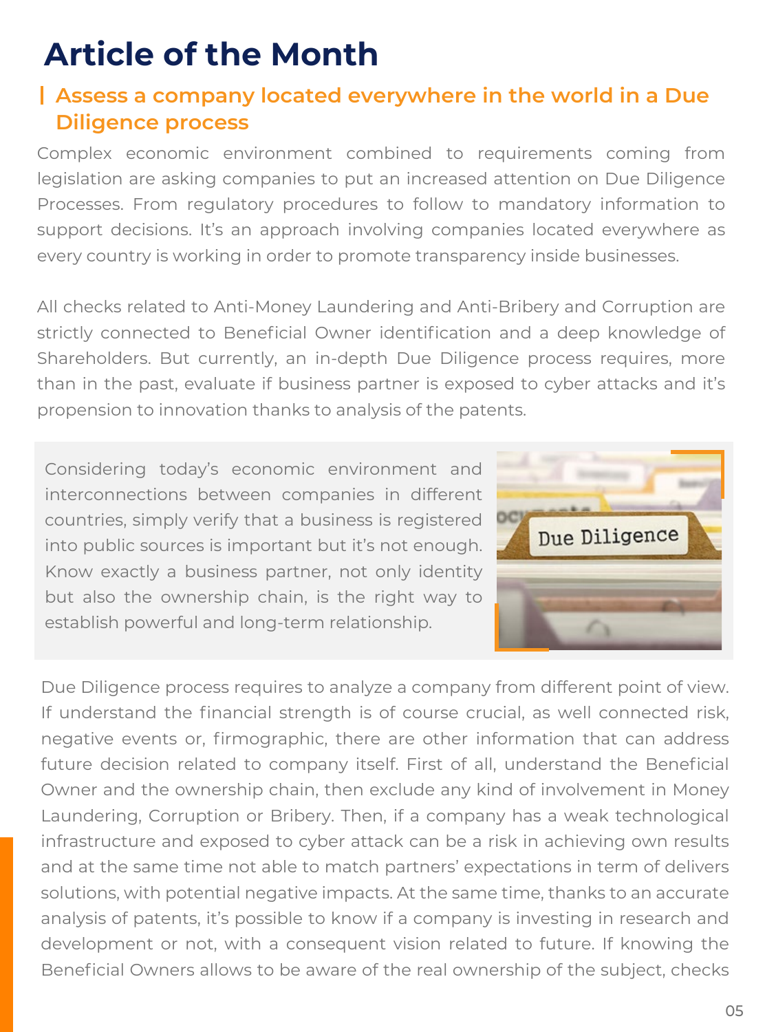# Article of the Month

## Assess a company located everywhere in the world in a Due Diligence process

Complex economic environment combined to requirements coming from legislation are asking companies to put an increased attention on Due Diligence Processes. From regulatory procedures to follow to mandatory information to support decisions. It's an approach involving companies located everywhere as every country is working in order to promote transparency inside businesses.

All checks related to Anti-Money Laundering and Anti-Bribery and Corruption are strictly connected to Beneficial Owner identification and a deep knowledge of Shareholders. But currently, an in-depth Due Diligence process requires, more than in the past, evaluate if business partner is exposed to cyber attacks and it's propension to innovation thanks to analysis of the patents.

Considering today's economic environment and interconnections between companies in different countries, simply verify that a business is registered into public sources is important but it's not enough. Know exactly a business partner, not only identity but also the ownership chain, is the right way to establish powerful and long-term relationship.

Due Diligence process requires to analyze a company from different point of view. If understand the financial strength is of course crucial, as well connected risk, negative events or, firmographic, there are other information that can address future decision related to company itself. First of all, understand the Beneficial Owner and the ownership chain, then exclude any kind of involvement in Money Laundering, Corruption or Bribery. Then, if a company has a weak technological infrastructure and exposed to cyber attack can be a risk in achieving own results and at the same time not able to match partners' expectations in term of delivers solutions, with potential negative impacts. At the same time, thanks to an accurate analysis of patents, it's possible to know if a company is investing in research and development or not, with a consequent vision related to future. If knowing the Beneficial Owners allows to be aware of the real ownership of the subject, checks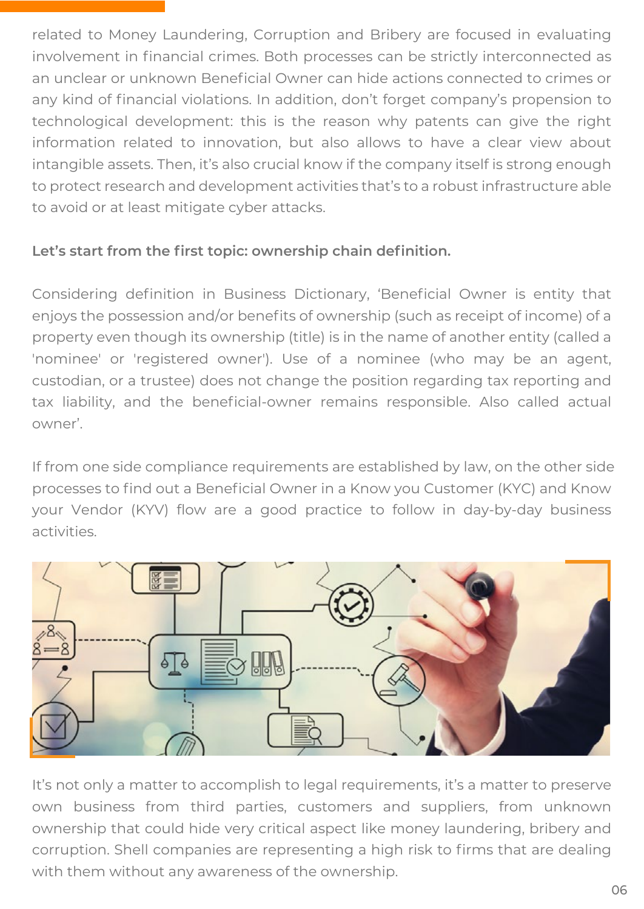related to Money Laundering, Corruption and Bribery are focused in evaluating involvement in financial crimes. Both processes can be strictly interconnected as an unclear or unknown Beneficial Owner can hide actions connected to crimes or any kind of financial violations. In addition, don't forget company's propension to technological development: this is the reason why patents can give the right information related to innovation, but also allows to have a clear view about intangible assets. Then, it's also crucial know if the company itself is strong enough to protect research and development activities that's to a robust infrastructure able to avoid or at least mitigate cyber attacks.

**Let's start from the first topic: ownership chain definition.**

Considering definition in Business Dictionary, 'Beneficial Owner is entity that enjoys the possession and/or benefits of ownership (such as receipt of income) of a property even though its ownership (title) is in the name of another entity (called a 'nominee' or 'registered owner'). Use of a nominee (who may be an agent, custodian, or a trustee) does not change the position regarding tax reporting and tax liability, and the beneficial-owner remains responsible. Also called actual owner'.

If from one side compliance requirements are established by law, on the other side processes to find out a Beneficial Owner in a Know you Customer (KYC) and Know your Vendor (KYV) flow are a good practice to follow in day-by-day business activities.

It's not only a matter to accomplish to legal requirements, it's a matter to preserve own business from third parties, customers and suppliers, from unknown ownership that could hide very critical aspect like money laundering, bribery and corruption. Shell companies are representing a high risk to firms that are dealing with them without any awareness of the ownership.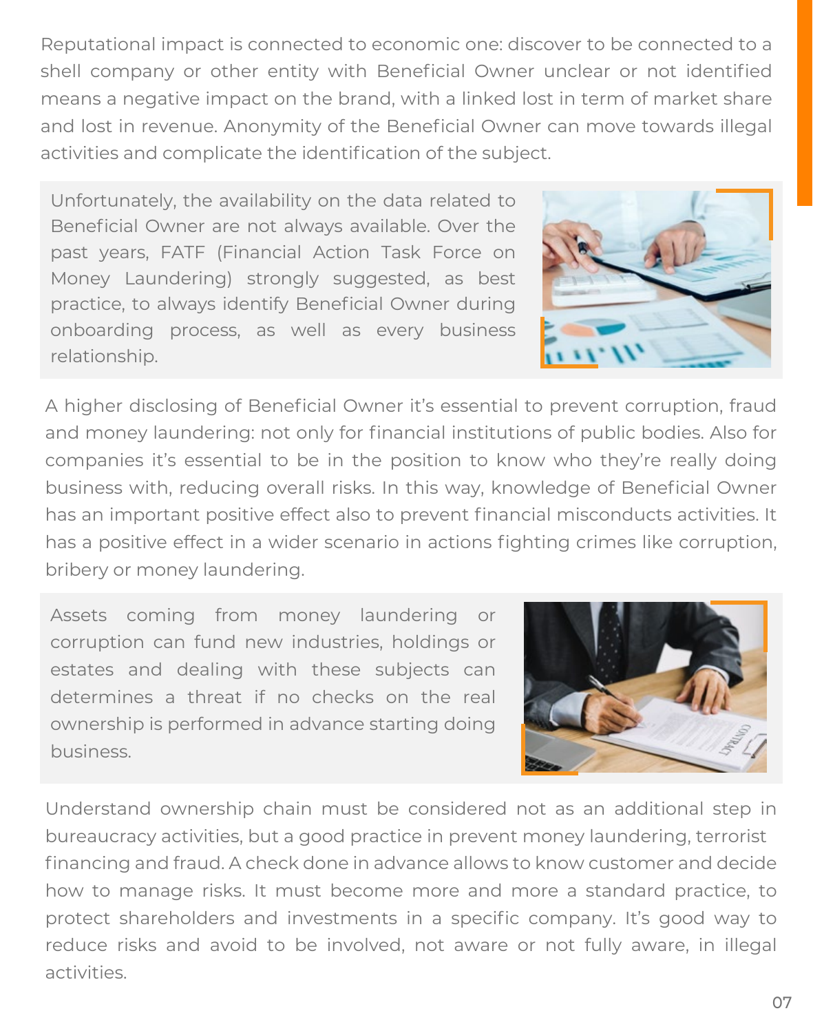Reputational impact is connected to economic one: discover to be connected to a shell company or other entity with Beneficial Owner unclear or not identified means a negative impact on the brand, with a linked lost in term of market share and lost in revenue. Anonymity of the Beneficial Owner can move towards illegal activities and complicate the identification of the subject.

Unfortunately, the availability on the data related to Beneficial Owner are not always available. Over the past years, FATF (Financial Action Task Force on Money Laundering) strongly suggested, as best practice, to always identify Beneficial Owner during onboarding process, as well as every business relationship.

A higher disclosing of Beneficial Owner it's essential to prevent corruption, fraud and money laundering: not only for financial institutions of public bodies. Also for companies it's essential to be in the position to know who they're really doing business with, reducing overall risks. In this way, knowledge of Beneficial Owner has an important positive effect also to prevent financial misconducts activities. It has a positive effect in a wider scenario in actions fighting crimes like corruption, bribery or money laundering.

Assets coming from money laundering or corruption can fund new industries, holdings or estates and dealing with these subjects can determines a threat if no checks on the real ownership is performed in advance starting doing business.

Understand ownership chain must be considered not as an additional step in bureaucracy activities, but a good practice in prevent money laundering, terrorist financing and fraud. A check done in advance allows to know customer and decide how to manage risks. It must become more and more a standard practice, to protect shareholders and investments in a specific company. It's good way to reduce risks and avoid to be involved, not aware or not fully aware, in illegal activities.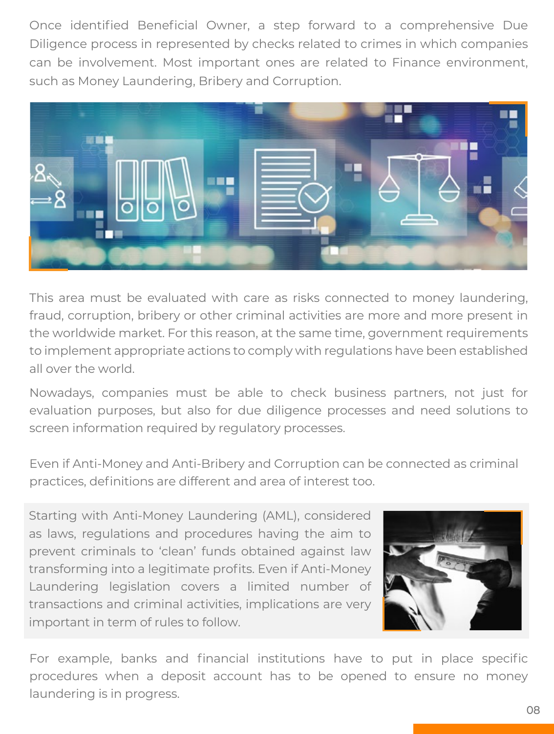Once identified Beneficial Owner, a step forward to a comprehensive Due Diligence process in represented by checks related to crimes in which companies can be involvement. Most important ones are related to Finance environment, such as Money Laundering, Bribery and Corruption.

This area must be evaluated with care as risks connected to money laundering, fraud, corruption, bribery or other criminal activities are more and more present in the worldwide market. For this reason, at the same time, government requirements to implement appropriate actions to comply with regulations have been established all over the world.

Nowadays, companies must be able to check business partners, not just for evaluation purposes, but also for due diligence processes and need solutions to screen information required by regulatory processes.

Even if Anti-Money and Anti-Bribery and Corruption can be connected as criminal practices, definitions are different and area of interest too.

Starting with Anti-Money Laundering (AML), considered as laws, regulations and procedures having the aim to prevent criminals to 'clean' funds obtained against law transforming into a legitimate profits. Even if Anti-Money Laundering legislation covers a limited number of transactions and criminal activities, implications are very important in term of rules to follow.

For example, banks and financial institutions have to put in place specific procedures when a deposit account has to be opened to ensure no money laundering is in progress.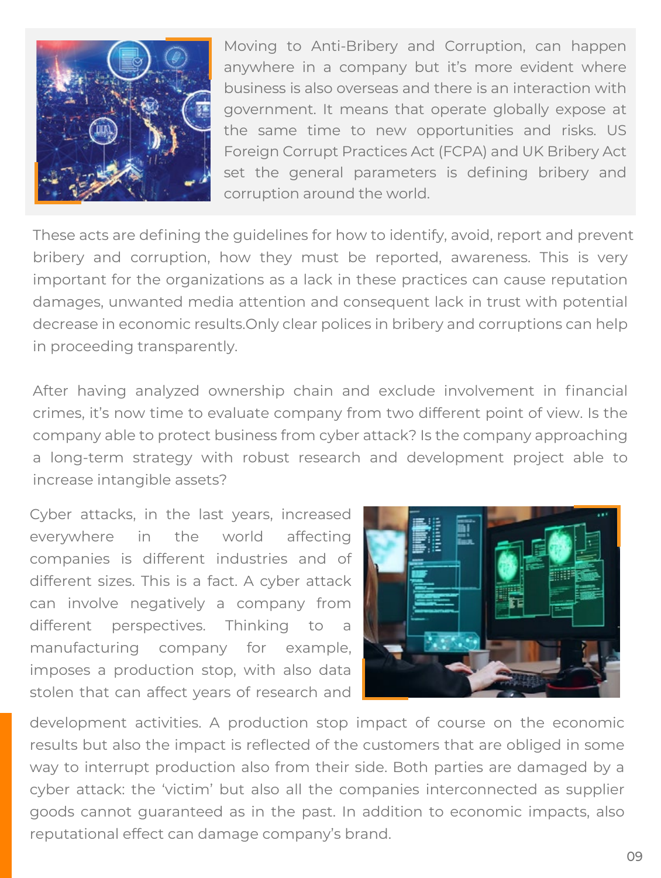Moving to Anti-Bribery and Corruption, can happen anywhere in a company but it's more evident where business is also overseas and there is an interaction with government. It means that operate globally expose at the same time to new opportunities and risks. US Foreign Corrupt Practices Act (FCPA) and UK Bribery Act set the general parameters is defining bribery and corruption around the world.

These acts are defining the guidelines for how to identify, avoid, report and prevent bribery and corruption, how they must be reported, awareness. This is very important for the organizations as a lack in these practices can cause reputation damages, unwanted media attention and consequent lack in trust with potential decrease in economic results.Only clear polices in bribery and corruptions can help in proceeding transparently.

After having analyzed ownership chain and exclude involvement in financial crimes, it's now time to evaluate company from two different point of view. Is the company able to protect business from cyber attack? Is the company approaching a long-term strategy with robust research and development project able to increase intangible assets?

Cyber attacks, in the last years, increased everywhere in the world affecting companies is different industries and of different sizes. This is a fact. A cyber attack can involve negatively a company from different perspectives. Thinking to a manufacturing company for example, imposes a production stop, with also data stolen that can affect years of research and development activities. A production stop impact of course on the economic results but also the impact is reflected of the customers that are obliged in some way to interrupt production also from their side. Both parties are damaged by a cyber attack: the 'victim' but also all the companies interconnected as supplier goods cannot guaranteed as in the past. In addition to economic impacts, also reputational effect can damage company's brand.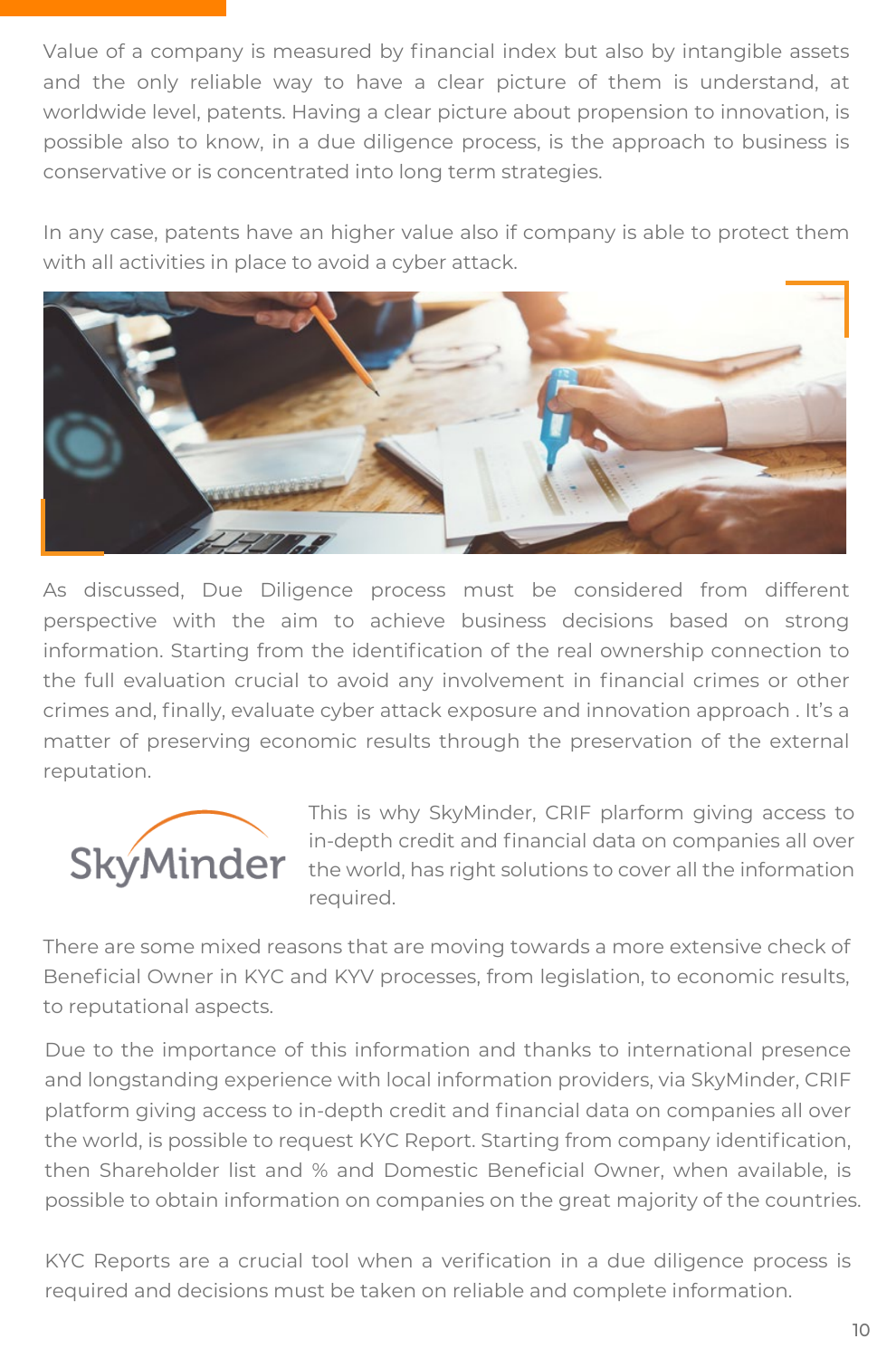Value of a company is measured by financial index but also by intangible assets and the only reliable way to have a clear picture of them is understand, at worldwide level, patents. Having a clear picture about propension to innovation, is possible also to know, in a due diligence process, is the approach to business is conservative or is concentrated into long term strategies.

In any case, patents have an higher value also if company is able to protect them with all activities in place to avoid a cyber attack.

As discussed, Due Diligence process must be considered from different perspective with the aim to achieve business decisions based on strong information. Starting from the identification of the real ownership connection to the full evaluation crucial to avoid any involvement in financial crimes or other crimes and, finally, evaluate cyber attack exposure and innovation approach . It's a matter of preserving economic results through the preservation of the external reputation.

SkyMinder

This is why SkyMinder, CRIF plarform giving access to in-depth credit and financial data on companies all over the world, has right solutions to cover all the information required.

There are some mixed reasons that are moving towards a more extensive check of Beneficial Owner in KYC and KYV processes, from legislation, to economic results, to reputational aspects.

Due to the importance of this information and thanks to international presence and longstanding experience with local information providers, via SkyMinder, CRIF platform giving access to in-depth credit and financial data on companies all over the world, is possible to request KYC Report. Starting from company identification, then Shareholder list and % and Domestic Beneficial Owner, when available, is possible to obtain information on companies on the great majority of the countries.

KYC Reports are a crucial tool when a verification in a due diligence process is required and decisions must be taken on reliable and complete information.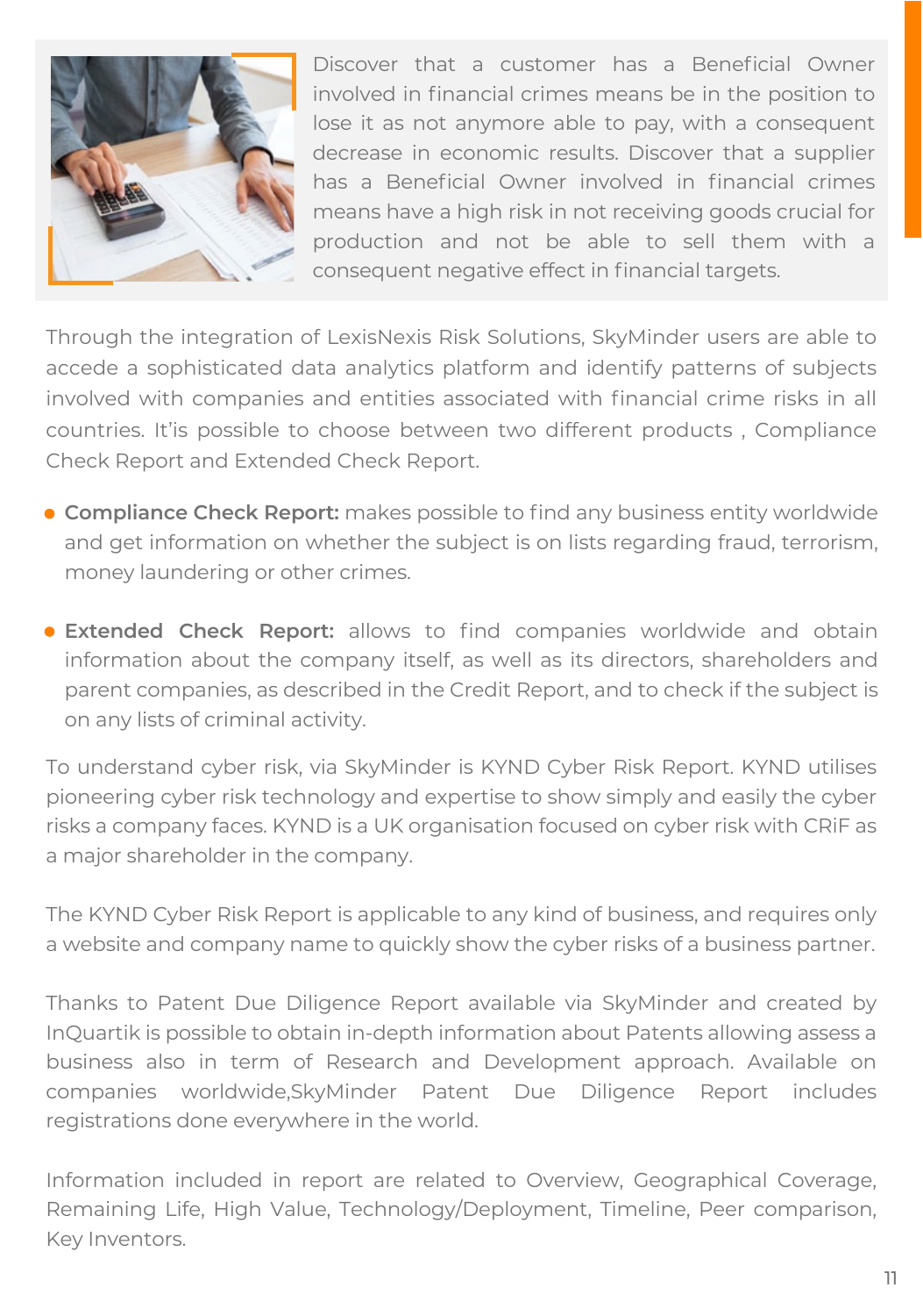Discover that a customer has a Beneficial Owner involved in financial crimes means be in the position to lose it as not anymore able to pay, with a consequent decrease in economic results. Discover that a supplier has a Beneficial Owner involved in financial crimes means have a high risk in not receiving goods crucial for production and not be able to sell them with a consequent negative effect in financial targets.

Through the integration of LexisNexis Risk Solutions, SkyMinder users are able to accede a sophisticated data analytics platform and identify patterns of subjects involved with companies and entities associated with financial crime risks in all countries. It'is possible to choose between two different products , Compliance Check Report and Extended Check Report.

- **Compliance Check Report:** makes possible to find any business entity worldwide and get information on whether the subject is on lists regarding fraud, terrorism, money laundering or other crimes.

- **Extended Check Report:** allows to find companies worldwide and obtain information about the company itself, as well as its directors, shareholders and parent companies, as described in the Credit Report, and to check if the subject is on any lists of criminal activity.

To understand cyber risk, via SkyMinder is KYND Cyber Risk Report. KYND utilises pioneering cyber risk technology and expertise to show simply and easily the cyber risks a company faces. KYND is a UK organisation focused on cyber risk with CRiF as a major shareholder in the company.

The KYND Cyber Risk Report is applicable to any kind of business, and requires only a website and company name to quickly show the cyber risks of a business partner.

Thanks to Patent Due Diligence Report available via SkyMinder and created by InQuartik is possible to obtain in-depth information about Patents allowing assess a business also in term of Research and Development approach. Available on companies worldwide,SkyMinder Patent Due Diligence Report includes registrations done everywhere in the world.

Information included in report are related to Overview, Geographical Coverage, Remaining Life, High Value, Technology/Deployment, Timeline, Peer comparison, Key Inventors.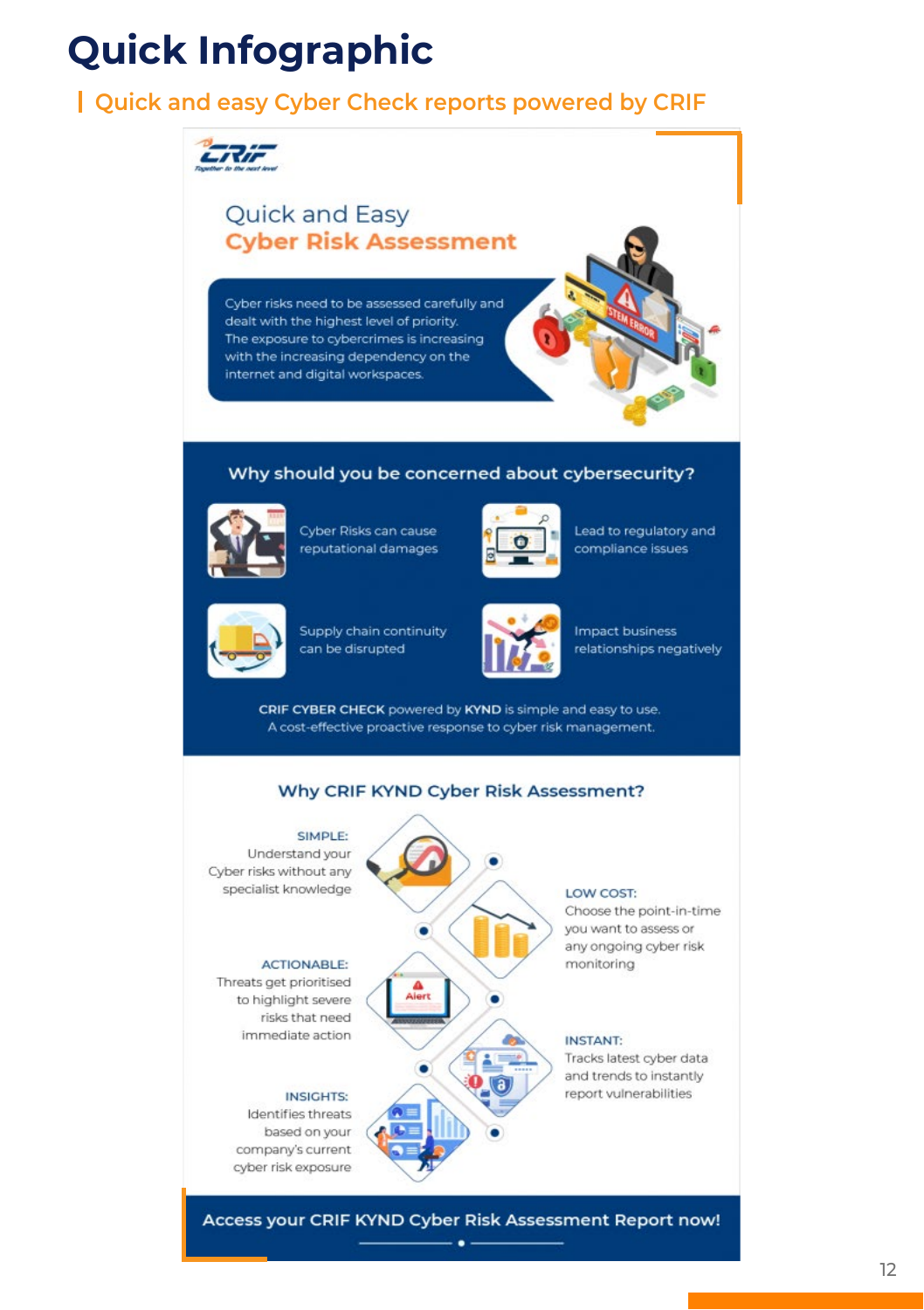# Quick Infographic

## Quick and easy Cyber Check reports powered by CRIF

CRIF
*Together to the next level*

### Quick and Easy Cyber Risk Assessment

Cyber risks need to be assessed carefully and dealt with the highest level of priority. The exposure to cybercrimes is increasing with the increasing dependency on the internet and digital workspaces.

### Why should you be concerned about cybersecurity?

- Cyber Risks can cause reputational damages
- Lead to regulatory and compliance issues
- Supply chain continuity can be disrupted
- Impact business relationships negatively

**CRIF CYBER CHECK** powered by **KYND** is simple and easy to use.
A cost-effective proactive response to cyber risk management.

### Why CRIF KYND Cyber Risk Assessment?

**SIMPLE:** Understand your Cyber risks without any specialist knowledge

**LOW COST:** Choose the point-in-time you want to assess or any ongoing cyber risk monitoring

**ACTIONABLE:** Threats get prioritised to highlight severe risks that need immediate action

**INSTANT:** Tracks latest cyber data and trends to instantly report vulnerabilities

**INSIGHTS:** Identifies threats based on your company's current cyber risk exposure

**Access your CRIF KYND Cyber Risk Assessment Report now!**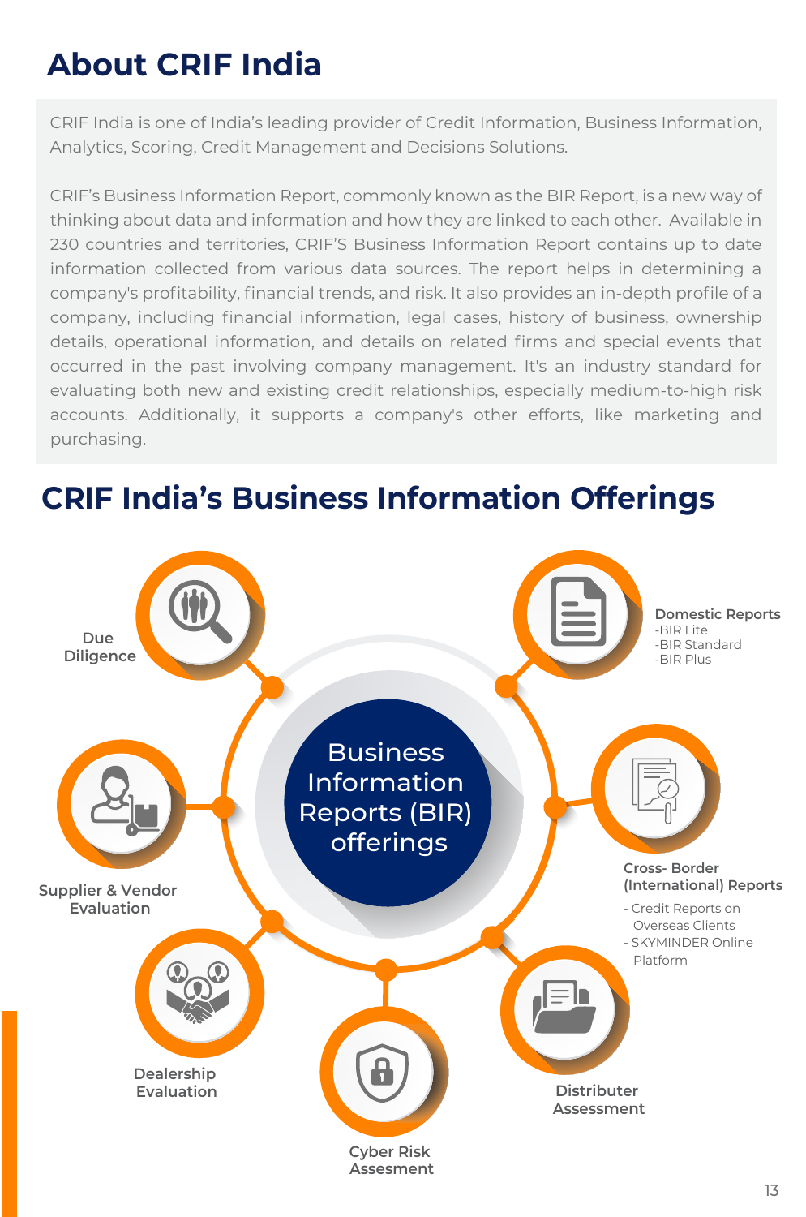# About CRIF India

CRIF India is one of India's leading provider of Credit Information, Business Information, Analytics, Scoring, Credit Management and Decisions Solutions.

CRIF's Business Information Report, commonly known as the BIR Report, is a new way of thinking about data and information and how they are linked to each other. Available in 230 countries and territories, CRIF'S Business Information Report contains up to date information collected from various data sources. The report helps in determining a company's profitability, financial trends, and risk. It also provides an in-depth profile of a company, including financial information, legal cases, history of business, ownership details, operational information, and details on related firms and special events that occurred in the past involving company management. It's an industry standard for evaluating both new and existing credit relationships, especially medium-to-high risk accounts. Additionally, it supports a company's other efforts, like marketing and purchasing.

# CRIF India's Business Information Offerings

Business Information Reports (BIR) offerings

- **Due Diligence**
- **Domestic Reports**
  - BIR Lite
  - BIR Standard
  - BIR Plus
- **Supplier & Vendor Evaluation**
- **Cross- Border (International) Reports**
  - Credit Reports on Overseas Clients
  - SKYMINDER Online Platform
- **Dealership Evaluation**
- **Distributer Assessment**
- **Cyber Risk Assesment**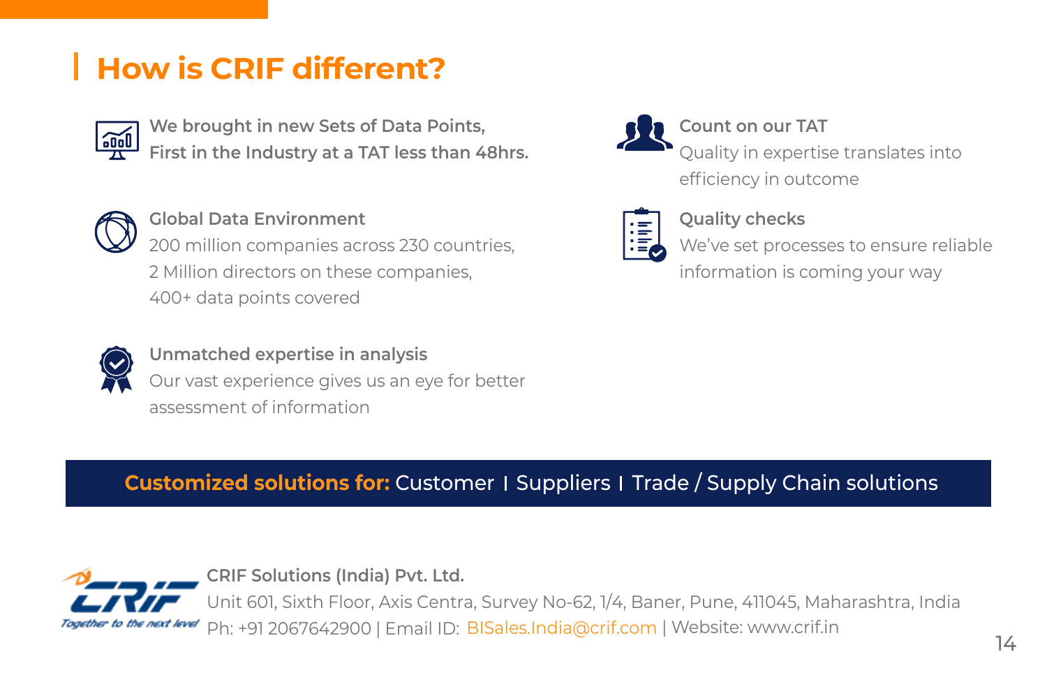## How is CRIF different?

**We brought in new Sets of Data Points, First in the Industry at a TAT less than 48hrs.**

**Global Data Environment**
200 million companies across 230 countries,
2 Million directors on these companies,
400+ data points covered

**Unmatched expertise in analysis**
Our vast experience gives us an eye for better assessment of information

**Count on our TAT**
Quality in expertise translates into efficiency in outcome

**Quality checks**
We've set processes to ensure reliable information is coming your way

**Customized solutions for:** Customer | Suppliers | Trade / Supply Chain solutions

CRIF — Together to the next level

**CRIF Solutions (India) Pvt. Ltd.**
Unit 601, Sixth Floor, Axis Centra, Survey No-62, 1/4, Baner, Pune, 411045, Maharashtra, India
Ph: +91 2067642900 | Email ID: BISales.India@crif.com | Website: www.crif.in